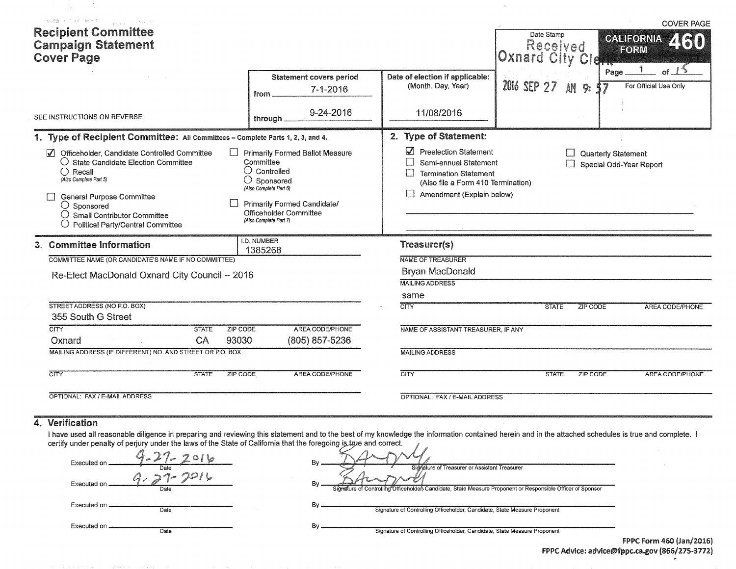COVER PAGE

# Recipient Committee Campaign Statement Cover Page

**CALIFORNIA FORM 460**

Page 1 of 15

For Official Use Only

Date Stamp: Received Oxnard City Clerk 2016 SEP 27 AM 9:57

SEE INSTRUCTIONS ON REVERSE

| Statement covers period | Date of election if applicable: (Month, Day, Year) |
|---|---|
| from 7-1-2016 | |
| through 9-24-2016 | 11/08/2016 |

## 1. Type of Recipient Committee: All Committees – Complete Parts 1, 2, 3, and 4.

- ☑ Officeholder, Candidate Controlled Committee
  - ○ State Candidate Election Committee
  - ○ Recall (Also Complete Part 5)
- ☐ General Purpose Committee
  - ○ Sponsored
  - ○ Small Contributor Committee
  - ○ Political Party/Central Committee
- ☐ Primarily Formed Ballot Measure Committee
  - ○ Controlled
  - ○ Sponsored (Also Complete Part 6)
- ☐ Primarily Formed Candidate/Officeholder Committee (Also Complete Part 7)

## 2. Type of Statement:

- ☑ Preelection Statement
- ☐ Semi-annual Statement
- ☐ Termination Statement (Also file a Form 410 Termination)
- ☐ Amendment (Explain below)
- ☐ Quarterly Statement
- ☐ Special Odd-Year Report

## 3. Committee Information

I.D. NUMBER: 1385268

COMMITTEE NAME (OR CANDIDATE'S NAME IF NO COMMITTEE): Re-Elect MacDonald Oxnard City Council -- 2016

STREET ADDRESS (NO P.O. BOX): 355 South G Street

| CITY | STATE | ZIP CODE | AREA CODE/PHONE |
|---|---|---|---|
| Oxnard | CA | 93030 | (805) 857-5236 |

MAILING ADDRESS (IF DIFFERENT) NO. AND STREET OR P.O. BOX:

| CITY | STATE | ZIP CODE | AREA CODE/PHONE |
|---|---|---|---|
| | | | |

OPTIONAL: FAX / E-MAIL ADDRESS:

### Treasurer(s)

NAME OF TREASURER: Bryan MacDonald

MAILING ADDRESS: same

| CITY | STATE | ZIP CODE | AREA CODE/PHONE |
|---|---|---|---|
| | | | |

NAME OF ASSISTANT TREASURER, IF ANY:

MAILING ADDRESS:

| CITY | STATE | ZIP CODE | AREA CODE/PHONE |
|---|---|---|---|
| | | | |

OPTIONAL: FAX / E-MAIL ADDRESS:

## 4. Verification

I have used all reasonable diligence in preparing and reviewing this statement and to the best of my knowledge the information contained herein and in the attached schedules is true and complete. I certify under penalty of perjury under the laws of the State of California that the foregoing is true and correct.

| Executed on (Date) | By |
|---|---|
| 9-27-2016 | [signature] Signature of Treasurer or Assistant Treasurer |
| 9-27-2016 | [signature] Signature of Controlling Officeholder, Candidate, State Measure Proponent or Responsible Officer of Sponsor |
| | Signature of Controlling Officeholder, Candidate, State Measure Proponent |
| | Signature of Controlling Officeholder, Candidate, State Measure Proponent |

**FPPC Form 460 (Jan/2016)**
**FPPC Advice: advice@fppc.ca.gov (866/275-3772)**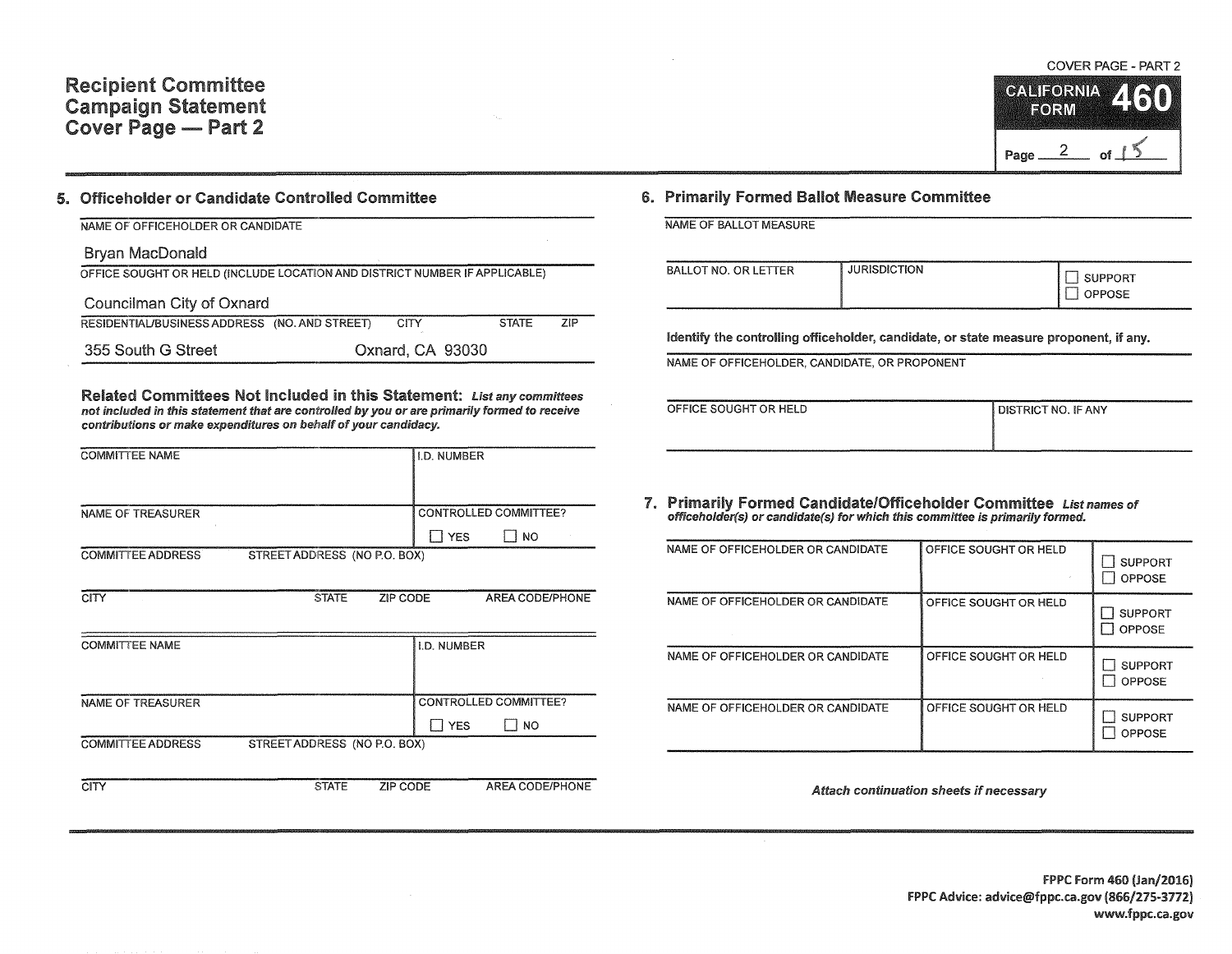# Recipient Committee Campaign Statement Cover Page — Part 2

COVER PAGE - PART 2

**CALIFORNIA FORM 460**

## 5. Officeholder or Candidate Controlled Committee

NAME OF OFFICEHOLDER OR CANDIDATE

Bryan MacDonald

OFFICE SOUGHT OR HELD (INCLUDE LOCATION AND DISTRICT NUMBER IF APPLICABLE)

Councilman City of Oxnard

| RESIDENTIAL/BUSINESS ADDRESS (NO. AND STREET) | CITY | STATE | ZIP |
|---|---|---|---|
| 355 South G Street | Oxnard | CA | 93030 |

**Related Committees Not Included in this Statement:** *List any committees not included in this statement that are controlled by you or are primarily formed to receive contributions or make expenditures on behalf of your candidacy.*

| COMMITTEE NAME | | | I.D. NUMBER |
|---|---|---|---|
| | | | |
| NAME OF TREASURER | | | CONTROLLED COMMITTEE? ☐ YES ☐ NO |
| COMMITTEE ADDRESS | STREET ADDRESS (NO P.O. BOX) | | |
| CITY | STATE | ZIP CODE | AREA CODE/PHONE |

| COMMITTEE NAME | | | I.D. NUMBER |
|---|---|---|---|
| | | | |
| NAME OF TREASURER | | | CONTROLLED COMMITTEE? ☐ YES ☐ NO |
| COMMITTEE ADDRESS | STREET ADDRESS (NO P.O. BOX) | | |
| CITY | STATE | ZIP CODE | AREA CODE/PHONE |

## 6. Primarily Formed Ballot Measure Committee

NAME OF BALLOT MEASURE

| BALLOT NO. OR LETTER | JURISDICTION | ☐ SUPPORT ☐ OPPOSE |
|---|---|---|
| | | |

Identify the controlling officeholder, candidate, or state measure proponent, if any.

NAME OF OFFICEHOLDER, CANDIDATE, OR PROPONENT

| OFFICE SOUGHT OR HELD | DISTRICT NO. IF ANY |
|---|---|
| | |

## 7. Primarily Formed Candidate/Officeholder Committee

*List names of officeholder(s) or candidate(s) for which this committee is primarily formed.*

| NAME OF OFFICEHOLDER OR CANDIDATE | OFFICE SOUGHT OR HELD | |
|---|---|---|
| | | ☐ SUPPORT ☐ OPPOSE |
| NAME OF OFFICEHOLDER OR CANDIDATE | OFFICE SOUGHT OR HELD | ☐ SUPPORT ☐ OPPOSE |
| NAME OF OFFICEHOLDER OR CANDIDATE | OFFICE SOUGHT OR HELD | ☐ SUPPORT ☐ OPPOSE |
| NAME OF OFFICEHOLDER OR CANDIDATE | OFFICE SOUGHT OR HELD | ☐ SUPPORT ☐ OPPOSE |

*Attach continuation sheets if necessary*

FPPC Form 460 (Jan/2016)
FPPC Advice: advice@fppc.ca.gov (866/275-3772)
www.fppc.ca.gov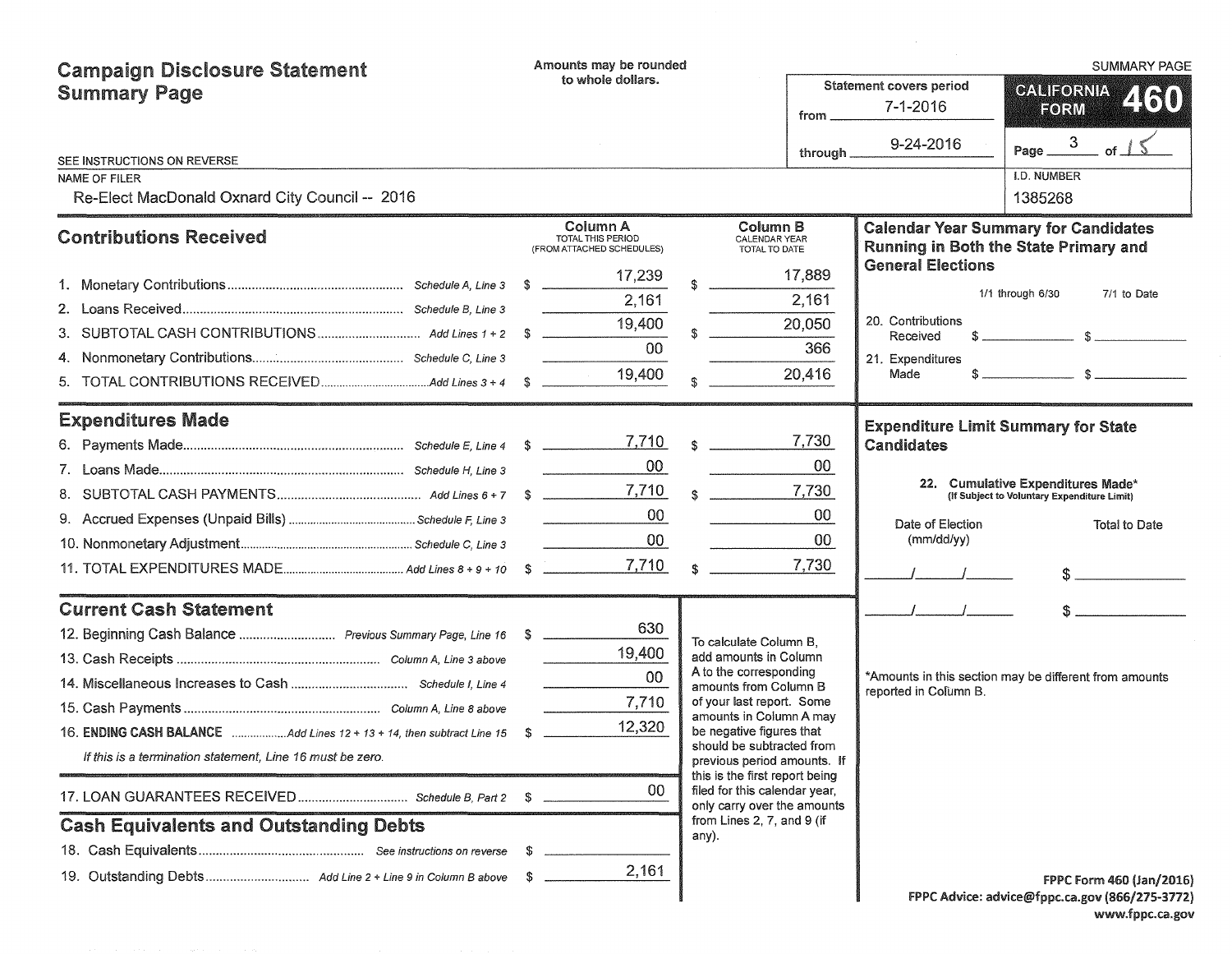# Campaign Disclosure Statement Summary Page

Amounts may be rounded to whole dollars.

SUMMARY PAGE

**CALIFORNIA FORM 460**

Statement covers period from 7-1-2016 through 9-24-2016

Page 3 of 15

SEE INSTRUCTIONS ON REVERSE

NAME OF FILER: Re-Elect MacDonald Oxnard City Council -- 2016

I.D. NUMBER: 1385268

## Contributions Received

| | | Column A TOTAL THIS PERIOD (FROM ATTACHED SCHEDULES) | Column B CALENDAR YEAR TOTAL TO DATE |
|---|---|---|---|
| 1. Monetary Contributions | Schedule A, Line 3 | $ 17,239 | $ 17,889 |
| 2. Loans Received | Schedule B, Line 3 | 2,161 | 2,161 |
| 3. SUBTOTAL CASH CONTRIBUTIONS | Add Lines 1 + 2 | $ 19,400 | $ 20,050 |
| 4. Nonmonetary Contributions | Schedule C, Line 3 | 00 | 366 |
| 5. TOTAL CONTRIBUTIONS RECEIVED | Add Lines 3 + 4 | $ 19,400 | $ 20,416 |

## Expenditures Made

| | | Column A | Column B |
|---|---|---|---|
| 6. Payments Made | Schedule E, Line 4 | $ 7,710 | $ 7,730 |
| 7. Loans Made | Schedule H, Line 3 | 00 | 00 |
| 8. SUBTOTAL CASH PAYMENTS | Add Lines 6 + 7 | $ 7,710 | $ 7,730 |
| 9. Accrued Expenses (Unpaid Bills) | Schedule F, Line 3 | 00 | 00 |
| 10. Nonmonetary Adjustment | Schedule C, Line 3 | 00 | 00 |
| 11. TOTAL EXPENDITURES MADE | Add Lines 8 + 9 + 10 | $ 7,710 | $ 7,730 |

## Current Cash Statement

| | | |
|---|---|---|
| 12. Beginning Cash Balance | Previous Summary Page, Line 16 | $ 630 |
| 13. Cash Receipts | Column A, Line 3 above | 19,400 |
| 14. Miscellaneous Increases to Cash | Schedule I, Line 4 | 00 |
| 15. Cash Payments | Column A, Line 8 above | 7,710 |
| 16. **ENDING CASH BALANCE** | Add Lines 12 + 13 + 14, then subtract Line 15 | $ 12,320 |

*If this is a termination statement, Line 16 must be zero.*

| | | |
|---|---|---|
| 17. LOAN GUARANTEES RECEIVED | Schedule B, Part 2 | $ 00 |

To calculate Column B, add amounts in Column A to the corresponding amounts from Column B of your last report. Some amounts in Column A may be negative figures that should be subtracted from previous period amounts. If this is the first report being filed for this calendar year, only carry over the amounts from Lines 2, 7, and 9 (if any).

## Cash Equivalents and Outstanding Debts

| | | |
|---|---|---|
| 18. Cash Equivalents | See instructions on reverse | $ |
| 19. Outstanding Debts | Add Line 2 + Line 9 in Column B above | $ 2,161 |

## Calendar Year Summary for Candidates Running in Both the State Primary and General Elections

| | 1/1 through 6/30 | 7/1 to Date |
|---|---|---|
| 20. Contributions Received | $ | $ |
| 21. Expenditures Made | $ | $ |

## Expenditure Limit Summary for State Candidates

**22. Cumulative Expenditures Made*** (If Subject to Voluntary Expenditure Limit)

| Date of Election (mm/dd/yy) | Total to Date |
|---|---|
| / / | $ |
| / / | $ |

*Amounts in this section may be different from amounts reported in Column B.

FPPC Form 460 (Jan/2016)
FPPC Advice: advice@fppc.ca.gov (866/275-3772)
www.fppc.ca.gov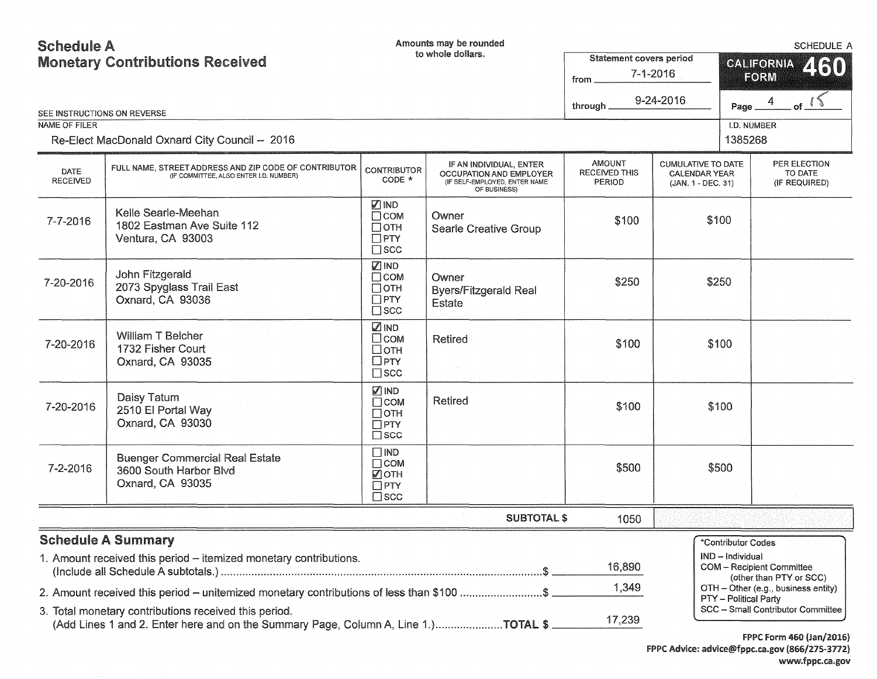# Schedule A
## Monetary Contributions Received

Amounts may be rounded to whole dollars.

SCHEDULE A

**CALIFORNIA FORM 460**

Statement covers period from 7-1-2016 through 9-24-2016

Page 4 of 15

SEE INSTRUCTIONS ON REVERSE

NAME OF FILER: Re-Elect MacDonald Oxnard City Council -- 2016

I.D. NUMBER: 1385268

| DATE RECEIVED | FULL NAME, STREET ADDRESS AND ZIP CODE OF CONTRIBUTOR (IF COMMITTEE, ALSO ENTER I.D. NUMBER) | CONTRIBUTOR CODE * | IF AN INDIVIDUAL, ENTER OCCUPATION AND EMPLOYER (IF SELF-EMPLOYED, ENTER NAME OF BUSINESS) | AMOUNT RECEIVED THIS PERIOD | CUMULATIVE TO DATE CALENDAR YEAR (JAN. 1 - DEC. 31) | PER ELECTION TO DATE (IF REQUIRED) |
|---|---|---|---|---|---|---|
| 7-7-2016 | Kelle Searle-Meehan<br>1802 Eastman Ave Suite 112<br>Ventura, CA 93003 | ☑ IND ☐ COM ☐ OTH ☐ PTY ☐ SCC | Owner<br>Searle Creative Group | $100 | $100 | |
| 7-20-2016 | John Fitzgerald<br>2073 Spyglass Trail East<br>Oxnard, CA 93036 | ☑ IND ☐ COM ☐ OTH ☐ PTY ☐ SCC | Owner<br>Byers/Fitzgerald Real Estate | $250 | $250 | |
| 7-20-2016 | William T Belcher<br>1732 Fisher Court<br>Oxnard, CA 93035 | ☑ IND ☐ COM ☐ OTH ☐ PTY ☐ SCC | Retired | $100 | $100 | |
| 7-20-2016 | Daisy Tatum<br>2510 El Portal Way<br>Oxnard, CA 93030 | ☑ IND ☐ COM ☐ OTH ☐ PTY ☐ SCC | Retired | $100 | $100 | |
| 7-2-2016 | Buenger Commercial Real Estate<br>3600 South Harbor Blvd<br>Oxnard, CA 93035 | ☐ IND ☐ COM ☑ OTH ☐ PTY ☐ SCC | | $500 | $500 | |
| | | | SUBTOTAL $ | 1050 | | |

## Schedule A Summary

1. Amount received this period – itemized monetary contributions. (Include all Schedule A subtotals.) ........ $ 16,890
2. Amount received this period – unitemized monetary contributions of less than $100 ........ $ 1,349
3. Total monetary contributions received this period. (Add Lines 1 and 2. Enter here and on the Summary Page, Column A, Line 1.) ........ TOTAL $ 17,239

*Contributor Codes
- IND – Individual
- COM – Recipient Committee (other than PTY or SCC)
- OTH – Other (e.g., business entity)
- PTY – Political Party
- SCC – Small Contributor Committee

FPPC Form 460 (Jan/2016)
FPPC Advice: advice@fppc.ca.gov (866/275-3772)
www.fppc.ca.gov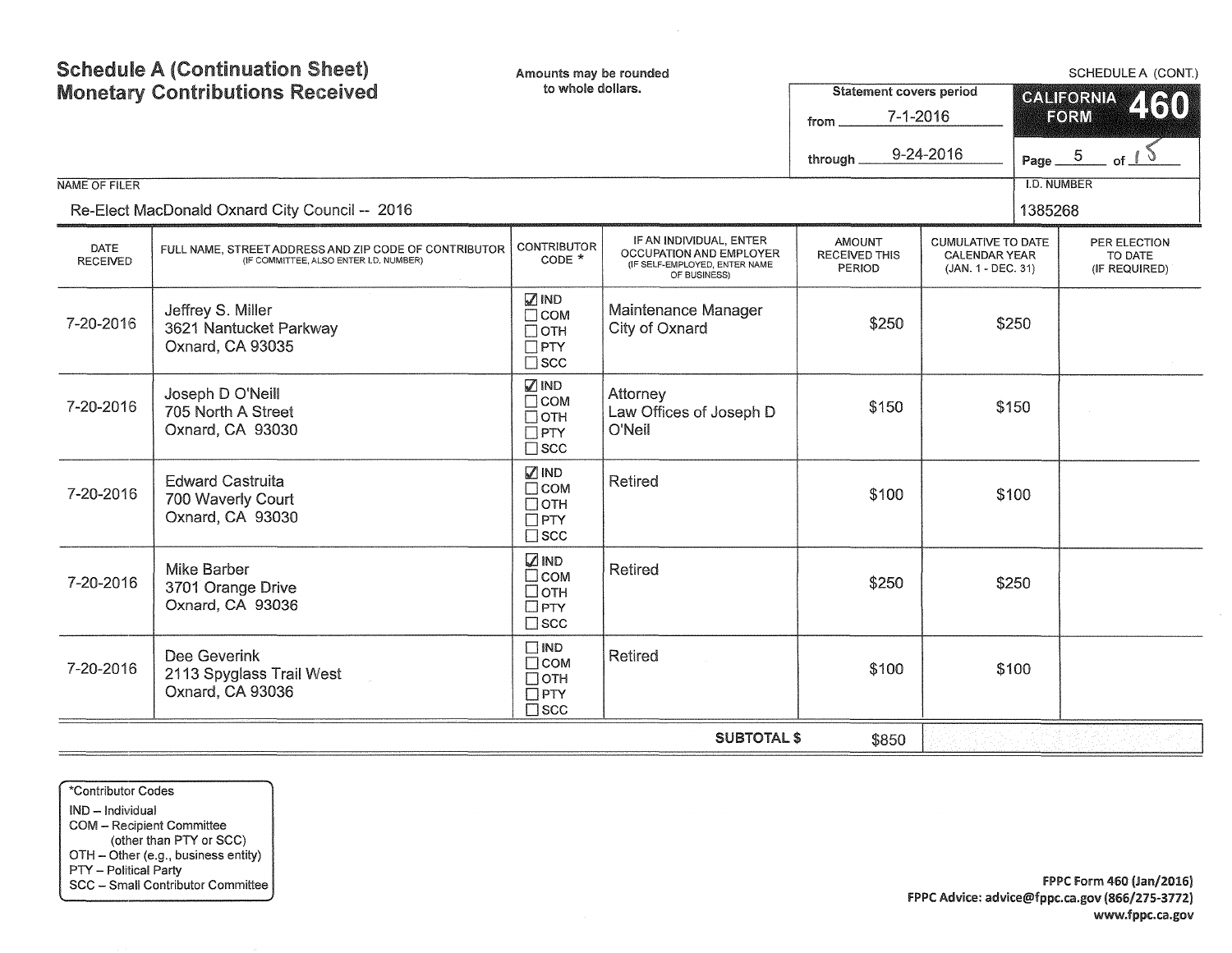# Schedule A (Continuation Sheet) Monetary Contributions Received

Amounts may be rounded to whole dollars.

SCHEDULE A (CONT.)

**CALIFORNIA FORM 460**

Statement covers period from 7-1-2016 through 9-24-2016

Page 5 of 15

NAME OF FILER: Re-Elect MacDonald Oxnard City Council -- 2016

I.D. NUMBER: 1385268

| DATE RECEIVED | FULL NAME, STREET ADDRESS AND ZIP CODE OF CONTRIBUTOR (IF COMMITTEE, ALSO ENTER I.D. NUMBER) | CONTRIBUTOR CODE * | IF AN INDIVIDUAL, ENTER OCCUPATION AND EMPLOYER (IF SELF-EMPLOYED, ENTER NAME OF BUSINESS) | AMOUNT RECEIVED THIS PERIOD | CUMULATIVE TO DATE CALENDAR YEAR (JAN. 1 - DEC. 31) | PER ELECTION TO DATE (IF REQUIRED) |
|---|---|---|---|---|---|---|
| 7-20-2016 | Jeffrey S. Miller<br>3621 Nantucket Parkway<br>Oxnard, CA 93035 | ☑ IND ☐ COM ☐ OTH ☐ PTY ☐ SCC | Maintenance Manager<br>City of Oxnard | $250 | $250 | |
| 7-20-2016 | Joseph D O'Neill<br>705 North A Street<br>Oxnard, CA 93030 | ☑ IND ☐ COM ☐ OTH ☐ PTY ☐ SCC | Attorney<br>Law Offices of Joseph D O'Neil | $150 | $150 | |
| 7-20-2016 | Edward Castruita<br>700 Waverly Court<br>Oxnard, CA 93030 | ☑ IND ☐ COM ☐ OTH ☐ PTY ☐ SCC | Retired | $100 | $100 | |
| 7-20-2016 | Mike Barber<br>3701 Orange Drive<br>Oxnard, CA 93036 | ☑ IND ☐ COM ☐ OTH ☐ PTY ☐ SCC | Retired | $250 | $250 | |
| 7-20-2016 | Dee Geverink<br>2113 Spyglass Trail West<br>Oxnard, CA 93036 | ☐ IND ☐ COM ☐ OTH ☐ PTY ☐ SCC | Retired | $100 | $100 | |
| | | | **SUBTOTAL $** | $850 | | |

*Contributor Codes
IND – Individual
COM – Recipient Committee (other than PTY or SCC)
OTH – Other (e.g., business entity)
PTY – Political Party
SCC – Small Contributor Committee

FPPC Form 460 (Jan/2016)
FPPC Advice: advice@fppc.ca.gov (866/275-3772)
www.fppc.ca.gov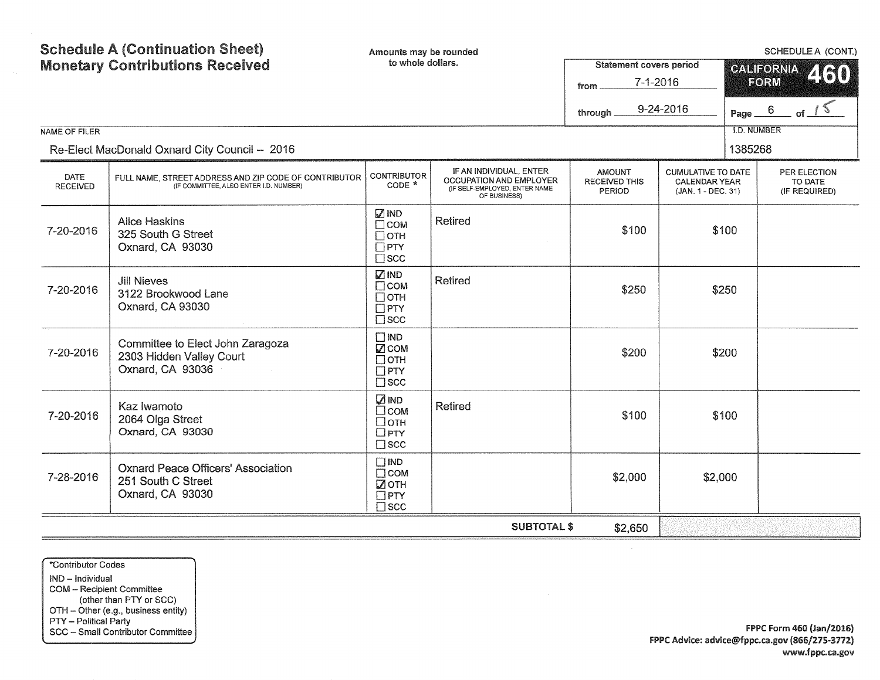# Schedule A (Continuation Sheet)
# Monetary Contributions Received

Amounts may be rounded to whole dollars.

SCHEDULE A (CONT.)

**CALIFORNIA FORM 460**

Statement covers period from 7-1-2016 through 9-24-2016

NAME OF FILER: Re-Elect MacDonald Oxnard City Council -- 2016

I.D. NUMBER: 1385268

| DATE RECEIVED | FULL NAME, STREET ADDRESS AND ZIP CODE OF CONTRIBUTOR (IF COMMITTEE, ALSO ENTER I.D. NUMBER) | CONTRIBUTOR CODE * | IF AN INDIVIDUAL, ENTER OCCUPATION AND EMPLOYER (IF SELF-EMPLOYED, ENTER NAME OF BUSINESS) | AMOUNT RECEIVED THIS PERIOD | CUMULATIVE TO DATE CALENDAR YEAR (JAN. 1 - DEC. 31) | PER ELECTION TO DATE (IF REQUIRED) |
|---|---|---|---|---|---|---|
| 7-20-2016 | Alice Haskins<br>325 South G Street<br>Oxnard, CA 93030 | ☑ IND<br>☐ COM<br>☐ OTH<br>☐ PTY<br>☐ SCC | Retired | $100 | $100 | |
| 7-20-2016 | Jill Nieves<br>3122 Brookwood Lane<br>Oxnard, CA 93030 | ☑ IND<br>☐ COM<br>☐ OTH<br>☐ PTY<br>☐ SCC | Retired | $250 | $250 | |
| 7-20-2016 | Committee to Elect John Zaragoza<br>2303 Hidden Valley Court<br>Oxnard, CA 93036 | ☐ IND<br>☑ COM<br>☐ OTH<br>☐ PTY<br>☐ SCC | | $200 | $200 | |
| 7-20-2016 | Kaz Iwamoto<br>2064 Olga Street<br>Oxnard, CA 93030 | ☑ IND<br>☐ COM<br>☐ OTH<br>☐ PTY<br>☐ SCC | Retired | $100 | $100 | |
| 7-28-2016 | Oxnard Peace Officers' Association<br>251 South C Street<br>Oxnard, CA 93030 | ☐ IND<br>☐ COM<br>☑ OTH<br>☐ PTY<br>☐ SCC | | $2,000 | $2,000 | |
| | | | **SUBTOTAL $** | $2,650 | | |

*Contributor Codes
IND – Individual
COM – Recipient Committee (other than PTY or SCC)
OTH – Other (e.g., business entity)
PTY – Political Party
SCC – Small Contributor Committee

FPPC Form 460 (Jan/2016)
FPPC Advice: advice@fppc.ca.gov (866/275-3772)
www.fppc.ca.gov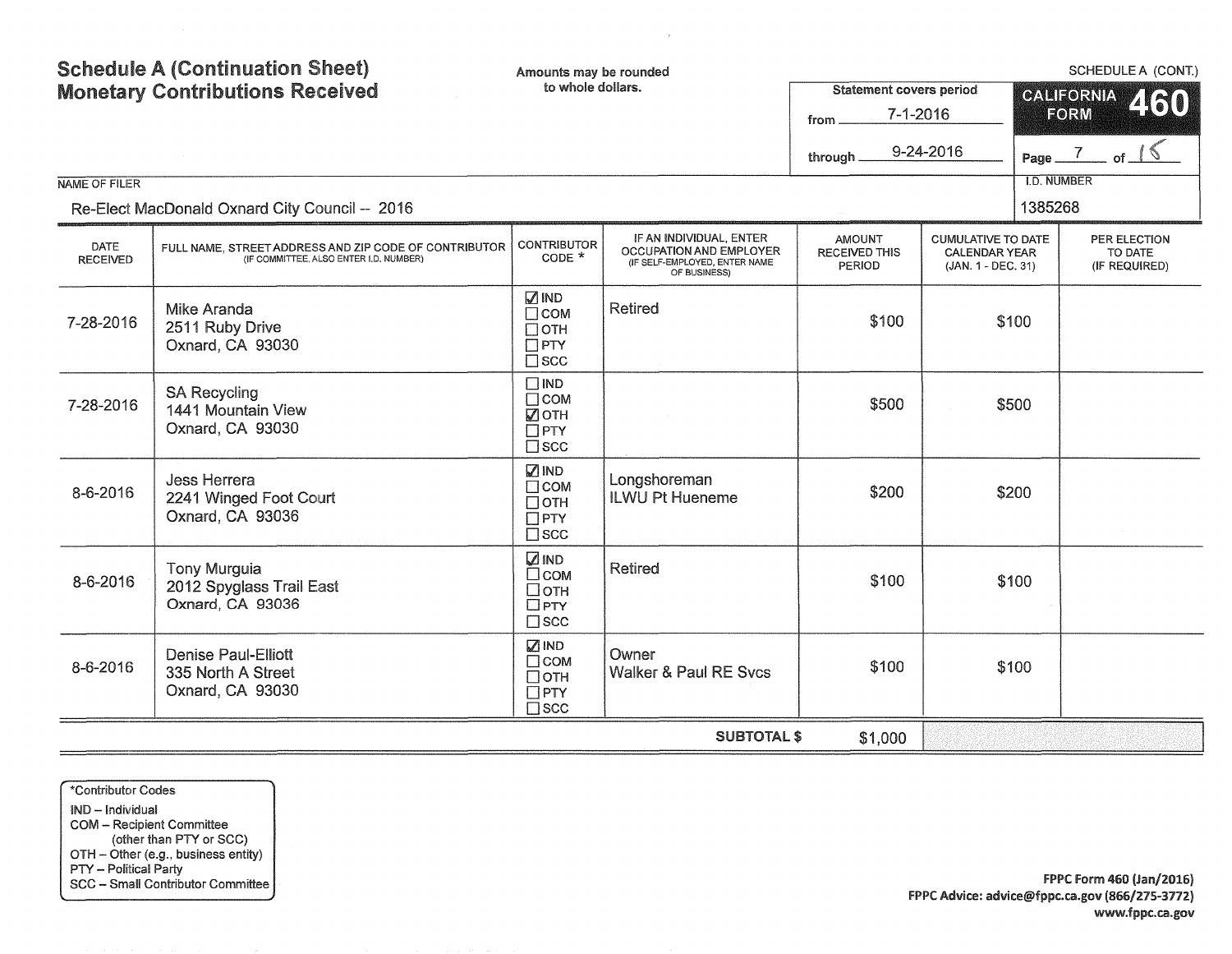# Schedule A (Continuation Sheet)
## Monetary Contributions Received

Amounts may be rounded to whole dollars.

SCHEDULE A (CONT.)

**CALIFORNIA FORM 460**

Statement covers period from 7-1-2016 through 9-24-2016

Page 7 of 15

NAME OF FILER: Re-Elect MacDonald Oxnard City Council -- 2016

I.D. NUMBER: 1385268

| DATE RECEIVED | FULL NAME, STREET ADDRESS AND ZIP CODE OF CONTRIBUTOR (IF COMMITTEE, ALSO ENTER I.D. NUMBER) | CONTRIBUTOR CODE * | IF AN INDIVIDUAL, ENTER OCCUPATION AND EMPLOYER (IF SELF-EMPLOYED, ENTER NAME OF BUSINESS) | AMOUNT RECEIVED THIS PERIOD | CUMULATIVE TO DATE CALENDAR YEAR (JAN. 1 - DEC. 31) | PER ELECTION TO DATE (IF REQUIRED) |
|---|---|---|---|---|---|---|
| 7-28-2016 | Mike Aranda<br>2511 Ruby Drive<br>Oxnard, CA 93030 | ☑ IND ☐ COM ☐ OTH ☐ PTY ☐ SCC | Retired | $100 | $100 | |
| 7-28-2016 | SA Recycling<br>1441 Mountain View<br>Oxnard, CA 93030 | ☐ IND ☐ COM ☑ OTH ☐ PTY ☐ SCC | | $500 | $500 | |
| 8-6-2016 | Jess Herrera<br>2241 Winged Foot Court<br>Oxnard, CA 93036 | ☑ IND ☐ COM ☐ OTH ☐ PTY ☐ SCC | Longshoreman<br>ILWU Pt Hueneme | $200 | $200 | |
| 8-6-2016 | Tony Murguia<br>2012 Spyglass Trail East<br>Oxnard, CA 93036 | ☑ IND ☐ COM ☐ OTH ☐ PTY ☐ SCC | Retired | $100 | $100 | |
| 8-6-2016 | Denise Paul-Elliott<br>335 North A Street<br>Oxnard, CA 93030 | ☑ IND ☐ COM ☐ OTH ☐ PTY ☐ SCC | Owner<br>Walker & Paul RE Svcs | $100 | $100 | |
| | | | **SUBTOTAL $** | $1,000 | | |

*Contributor Codes
- IND – Individual
- COM – Recipient Committee (other than PTY or SCC)
- OTH – Other (e.g., business entity)
- PTY – Political Party
- SCC – Small Contributor Committee

FPPC Form 460 (Jan/2016)
FPPC Advice: advice@fppc.ca.gov (866/275-3772)
www.fppc.ca.gov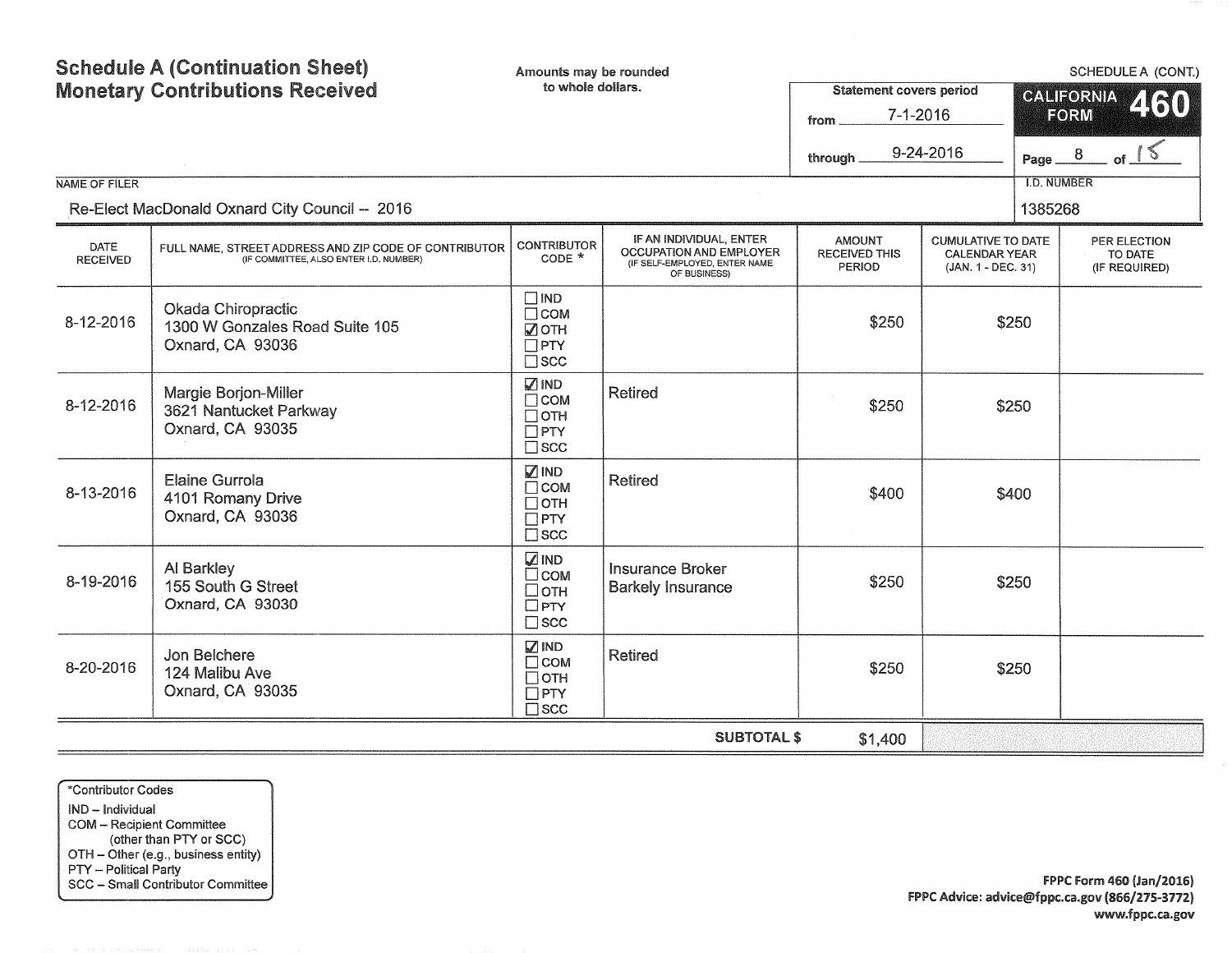# Schedule A (Continuation Sheet)
## Monetary Contributions Received

Amounts may be rounded to whole dollars.

SCHEDULE A (CONT.)

**CALIFORNIA FORM 460**

Statement covers period
from 7-1-2016
through 9-24-2016

Page 8 of 15

NAME OF FILER: Re-Elect MacDonald Oxnard City Council -- 2016

I.D. NUMBER: 1385268

| DATE RECEIVED | FULL NAME, STREET ADDRESS AND ZIP CODE OF CONTRIBUTOR (IF COMMITTEE, ALSO ENTER I.D. NUMBER) | CONTRIBUTOR CODE * | IF AN INDIVIDUAL, ENTER OCCUPATION AND EMPLOYER (IF SELF-EMPLOYED, ENTER NAME OF BUSINESS) | AMOUNT RECEIVED THIS PERIOD | CUMULATIVE TO DATE CALENDAR YEAR (JAN. 1 - DEC. 31) | PER ELECTION TO DATE (IF REQUIRED) |
|---|---|---|---|---|---|---|
| 8-12-2016 | Okada Chiropractic<br>1300 W Gonzales Road Suite 105<br>Oxnard, CA 93036 | ☐ IND<br>☐ COM<br>☑ OTH<br>☐ PTY<br>☐ SCC | | $250 | $250 | |
| 8-12-2016 | Margie Borjon-Miller<br>3621 Nantucket Parkway<br>Oxnard, CA 93035 | ☑ IND<br>☐ COM<br>☐ OTH<br>☐ PTY<br>☐ SCC | Retired | $250 | $250 | |
| 8-13-2016 | Elaine Gurrola<br>4101 Romany Drive<br>Oxnard, CA 93036 | ☑ IND<br>☐ COM<br>☐ OTH<br>☐ PTY<br>☐ SCC | Retired | $400 | $400 | |
| 8-19-2016 | Al Barkley<br>155 South G Street<br>Oxnard, CA 93030 | ☑ IND<br>☐ COM<br>☐ OTH<br>☐ PTY<br>☐ SCC | Insurance Broker<br>Barkely Insurance | $250 | $250 | |
| 8-20-2016 | Jon Belchere<br>124 Malibu Ave<br>Oxnard, CA 93035 | ☑ IND<br>☐ COM<br>☐ OTH<br>☐ PTY<br>☐ SCC | Retired | $250 | $250 | |
| | | | **SUBTOTAL $** | $1,400 | | |

*Contributor Codes
- IND – Individual
- COM – Recipient Committee (other than PTY or SCC)
- OTH – Other (e.g., business entity)
- PTY – Political Party
- SCC – Small Contributor Committee

FPPC Form 460 (Jan/2016)
FPPC Advice: advice@fppc.ca.gov (866/275-3772)
www.fppc.ca.gov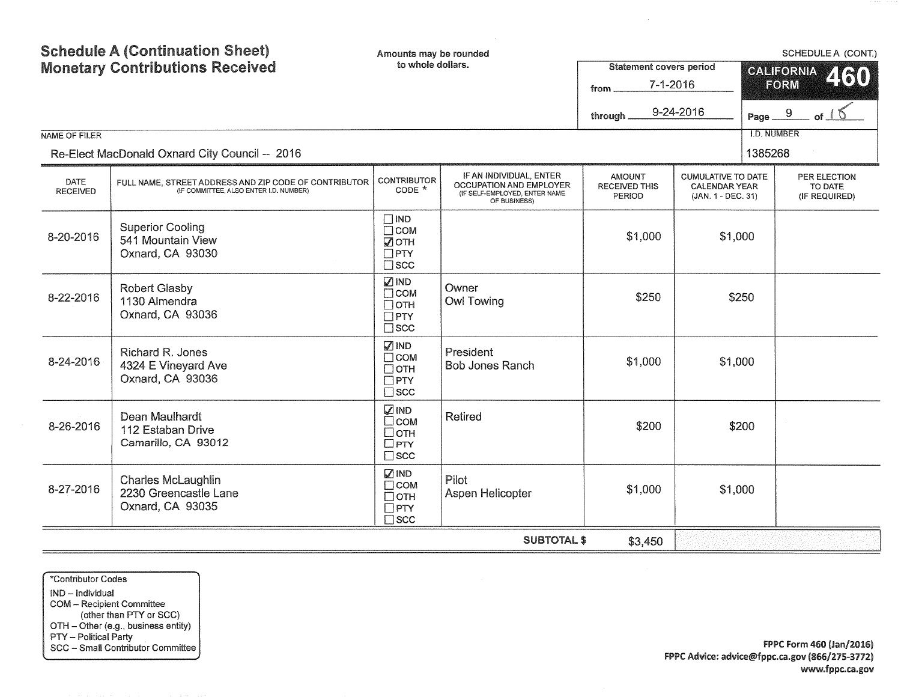# Schedule A (Continuation Sheet)
## Monetary Contributions Received

Amounts may be rounded to whole dollars.

SCHEDULE A (CONT.)

Statement covers period
from 7-1-2016
through 9-24-2016

**CALIFORNIA FORM 460**

Page 9 of 15

NAME OF FILER: Re-Elect MacDonald Oxnard City Council -- 2016

I.D. NUMBER: 1385268

| DATE RECEIVED | FULL NAME, STREET ADDRESS AND ZIP CODE OF CONTRIBUTOR (IF COMMITTEE, ALSO ENTER I.D. NUMBER) | CONTRIBUTOR CODE * | IF AN INDIVIDUAL, ENTER OCCUPATION AND EMPLOYER (IF SELF-EMPLOYED, ENTER NAME OF BUSINESS) | AMOUNT RECEIVED THIS PERIOD | CUMULATIVE TO DATE CALENDAR YEAR (JAN. 1 - DEC. 31) | PER ELECTION TO DATE (IF REQUIRED) |
|---|---|---|---|---|---|---|
| 8-20-2016 | Superior Cooling<br>541 Mountain View<br>Oxnard, CA 93030 | ☐ IND<br>☐ COM<br>☑ OTH<br>☐ PTY<br>☐ SCC | | $1,000 | $1,000 | |
| 8-22-2016 | Robert Glasby<br>1130 Almendra<br>Oxnard, CA 93036 | ☑ IND<br>☐ COM<br>☐ OTH<br>☐ PTY<br>☐ SCC | Owner<br>Owl Towing | $250 | $250 | |
| 8-24-2016 | Richard R. Jones<br>4324 E Vineyard Ave<br>Oxnard, CA 93036 | ☑ IND<br>☐ COM<br>☐ OTH<br>☐ PTY<br>☐ SCC | President<br>Bob Jones Ranch | $1,000 | $1,000 | |
| 8-26-2016 | Dean Maulhardt<br>112 Estaban Drive<br>Camarillo, CA 93012 | ☑ IND<br>☐ COM<br>☐ OTH<br>☐ PTY<br>☐ SCC | Retired | $200 | $200 | |
| 8-27-2016 | Charles McLaughlin<br>2230 Greencastle Lane<br>Oxnard, CA 93035 | ☑ IND<br>☐ COM<br>☐ OTH<br>☐ PTY<br>☐ SCC | Pilot<br>Aspen Helicopter | $1,000 | $1,000 | |
| | | | **SUBTOTAL $** | $3,450 | | |

*Contributor Codes
- IND – Individual
- COM – Recipient Committee (other than PTY or SCC)
- OTH – Other (e.g., business entity)
- PTY – Political Party
- SCC – Small Contributor Committee

FPPC Form 460 (Jan/2016)
FPPC Advice: advice@fppc.ca.gov (866/275-3772)
www.fppc.ca.gov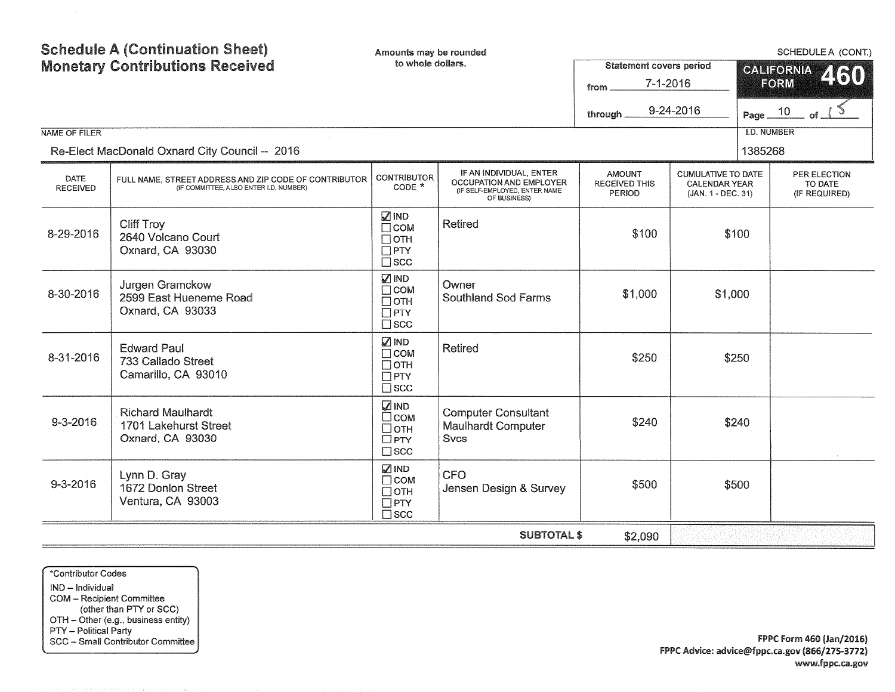# Schedule A (Continuation Sheet)
# Monetary Contributions Received

Amounts may be rounded to whole dollars.

SCHEDULE A (CONT.)

**CALIFORNIA FORM 460**

Statement covers period
from 7-1-2016
through 9-24-2016

Page 10 of 15

NAME OF FILER: Re-Elect MacDonald Oxnard City Council -- 2016

I.D. NUMBER: 1385268

| DATE RECEIVED | FULL NAME, STREET ADDRESS AND ZIP CODE OF CONTRIBUTOR (IF COMMITTEE, ALSO ENTER I.D. NUMBER) | CONTRIBUTOR CODE * | IF AN INDIVIDUAL, ENTER OCCUPATION AND EMPLOYER (IF SELF-EMPLOYED, ENTER NAME OF BUSINESS) | AMOUNT RECEIVED THIS PERIOD | CUMULATIVE TO DATE CALENDAR YEAR (JAN. 1 - DEC. 31) | PER ELECTION TO DATE (IF REQUIRED) |
|---|---|---|---|---|---|---|
| 8-29-2016 | Cliff Troy<br>2640 Volcano Court<br>Oxnard, CA 93030 | ☑ IND ☐ COM ☐ OTH ☐ PTY ☐ SCC | Retired | $100 | $100 | |
| 8-30-2016 | Jurgen Gramckow<br>2599 East Hueneme Road<br>Oxnard, CA 93033 | ☑ IND ☐ COM ☐ OTH ☐ PTY ☐ SCC | Owner<br>Southland Sod Farms | $1,000 | $1,000 | |
| 8-31-2016 | Edward Paul<br>733 Callado Street<br>Camarillo, CA 93010 | ☑ IND ☐ COM ☐ OTH ☐ PTY ☐ SCC | Retired | $250 | $250 | |
| 9-3-2016 | Richard Maulhardt<br>1701 Lakehurst Street<br>Oxnard, CA 93030 | ☑ IND ☐ COM ☐ OTH ☐ PTY ☐ SCC | Computer Consultant<br>Maulhardt Computer Svcs | $240 | $240 | |
| 9-3-2016 | Lynn D. Gray<br>1672 Donlon Street<br>Ventura, CA 93003 | ☑ IND ☐ COM ☐ OTH ☐ PTY ☐ SCC | CFO<br>Jensen Design & Survey | $500 | $500 | |
| | | | **SUBTOTAL $** | $2,090 | | |

*Contributor Codes
IND – Individual
COM – Recipient Committee (other than PTY or SCC)
OTH – Other (e.g., business entity)
PTY – Political Party
SCC – Small Contributor Committee

FPPC Form 460 (Jan/2016)
FPPC Advice: advice@fppc.ca.gov (866/275-3772)
www.fppc.ca.gov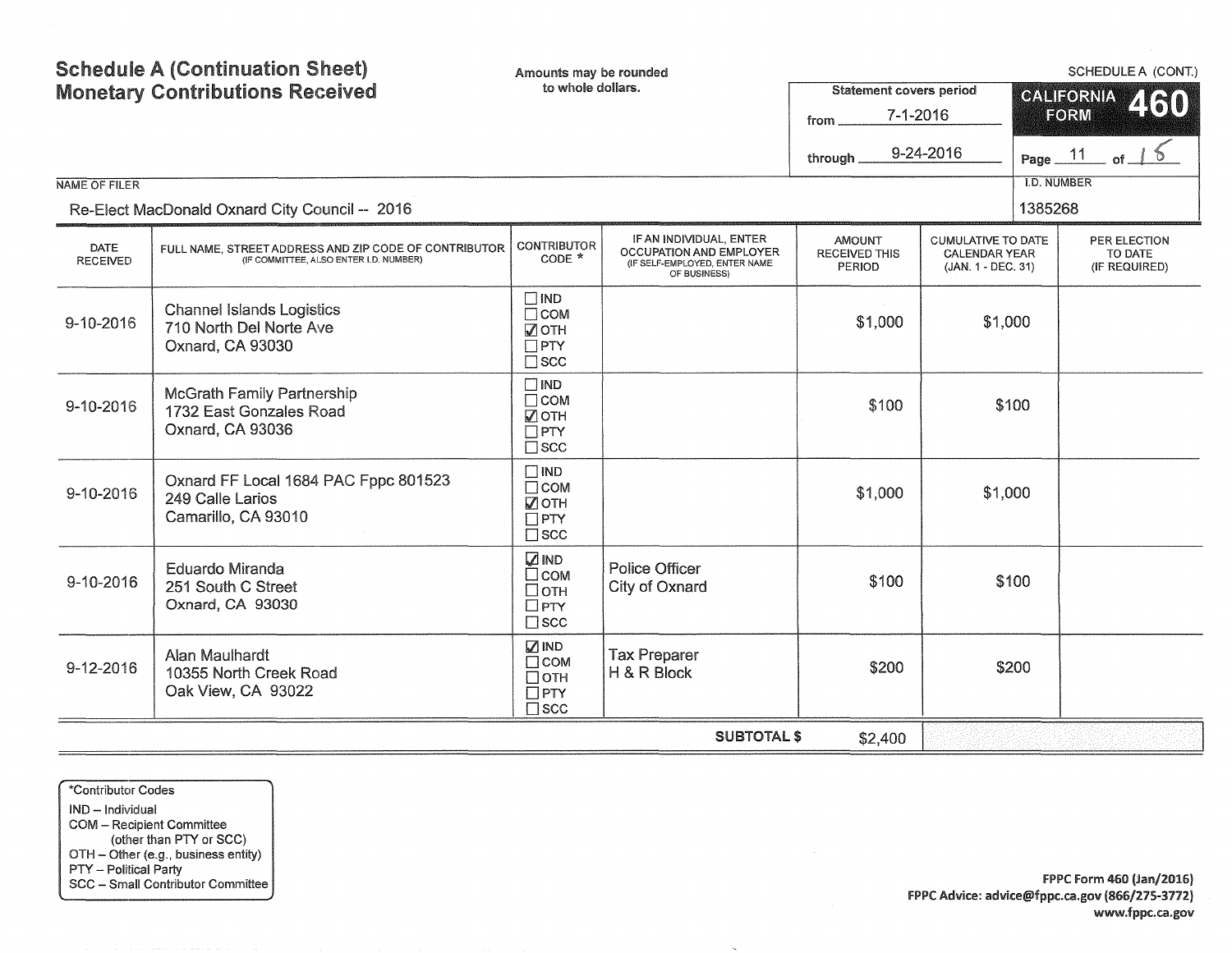# Schedule A (Continuation Sheet)
## Monetary Contributions Received

Amounts may be rounded to whole dollars.

SCHEDULE A (CONT.)

**CALIFORNIA FORM 460**

Statement covers period
from 7-1-2016
through 9-24-2016

NAME OF FILER
Re-Elect MacDonald Oxnard City Council -- 2016

I.D. NUMBER
1385268

| DATE RECEIVED | FULL NAME, STREET ADDRESS AND ZIP CODE OF CONTRIBUTOR (IF COMMITTEE, ALSO ENTER I.D. NUMBER) | CONTRIBUTOR CODE * | IF AN INDIVIDUAL, ENTER OCCUPATION AND EMPLOYER (IF SELF-EMPLOYED, ENTER NAME OF BUSINESS) | AMOUNT RECEIVED THIS PERIOD | CUMULATIVE TO DATE CALENDAR YEAR (JAN. 1 - DEC. 31) | PER ELECTION TO DATE (IF REQUIRED) |
|---|---|---|---|---|---|---|
| 9-10-2016 | Channel Islands Logistics<br>710 North Del Norte Ave<br>Oxnard, CA 93030 | ☐ IND<br>☐ COM<br>☑ OTH<br>☐ PTY<br>☐ SCC | | $1,000 | $1,000 | |
| 9-10-2016 | McGrath Family Partnership<br>1732 East Gonzales Road<br>Oxnard, CA 93036 | ☐ IND<br>☐ COM<br>☑ OTH<br>☐ PTY<br>☐ SCC | | $100 | $100 | |
| 9-10-2016 | Oxnard FF Local 1684 PAC Fppc 801523<br>249 Calle Larios<br>Camarillo, CA 93010 | ☐ IND<br>☐ COM<br>☑ OTH<br>☐ PTY<br>☐ SCC | | $1,000 | $1,000 | |
| 9-10-2016 | Eduardo Miranda<br>251 South C Street<br>Oxnard, CA 93030 | ☑ IND<br>☐ COM<br>☐ OTH<br>☐ PTY<br>☐ SCC | Police Officer<br>City of Oxnard | $100 | $100 | |
| 9-12-2016 | Alan Maulhardt<br>10355 North Creek Road<br>Oak View, CA 93022 | ☑ IND<br>☐ COM<br>☐ OTH<br>☐ PTY<br>☐ SCC | Tax Preparer<br>H & R Block | $200 | $200 | |
| | | | **SUBTOTAL $** | $2,400 | | |

*Contributor Codes
IND – Individual
COM – Recipient Committee (other than PTY or SCC)
OTH – Other (e.g., business entity)
PTY – Political Party
SCC – Small Contributor Committee

FPPC Form 460 (Jan/2016)
FPPC Advice: advice@fppc.ca.gov (866/275-3772)
www.fppc.ca.gov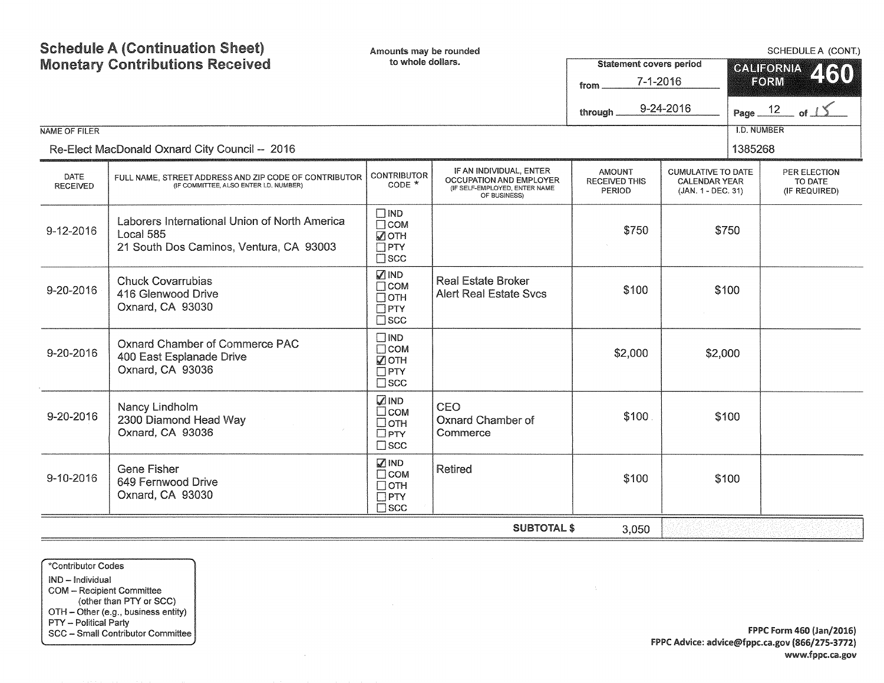# Schedule A (Continuation Sheet)
## Monetary Contributions Received

Amounts may be rounded to whole dollars.

SCHEDULE A (CONT.)

**CALIFORNIA FORM 460**

Statement covers period
from 7-1-2016
through 9-24-2016

Page 12 of 15

NAME OF FILER: Re-Elect MacDonald Oxnard City Council -- 2016

I.D. NUMBER: 1385268

| DATE RECEIVED | FULL NAME, STREET ADDRESS AND ZIP CODE OF CONTRIBUTOR (IF COMMITTEE, ALSO ENTER I.D. NUMBER) | CONTRIBUTOR CODE * | IF AN INDIVIDUAL, ENTER OCCUPATION AND EMPLOYER (IF SELF-EMPLOYED, ENTER NAME OF BUSINESS) | AMOUNT RECEIVED THIS PERIOD | CUMULATIVE TO DATE CALENDAR YEAR (JAN. 1 - DEC. 31) | PER ELECTION TO DATE (IF REQUIRED) |
|---|---|---|---|---|---|---|
| 9-12-2016 | Laborers International Union of North America Local 585<br>21 South Dos Caminos, Ventura, CA 93003 | ☐ IND<br>☐ COM<br>☑ OTH<br>☐ PTY<br>☐ SCC | | $750 | $750 | |
| 9-20-2016 | Chuck Covarrubias<br>416 Glenwood Drive<br>Oxnard, CA 93030 | ☑ IND<br>☐ COM<br>☐ OTH<br>☐ PTY<br>☐ SCC | Real Estate Broker<br>Alert Real Estate Svcs | $100 | $100 | |
| 9-20-2016 | Oxnard Chamber of Commerce PAC<br>400 East Esplanade Drive<br>Oxnard, CA 93036 | ☐ IND<br>☐ COM<br>☑ OTH<br>☐ PTY<br>☐ SCC | | $2,000 | $2,000 | |
| 9-20-2016 | Nancy Lindholm<br>2300 Diamond Head Way<br>Oxnard, CA 93036 | ☑ IND<br>☐ COM<br>☐ OTH<br>☐ PTY<br>☐ SCC | CEO<br>Oxnard Chamber of Commerce | $100 | $100 | |
| 9-10-2016 | Gene Fisher<br>649 Fernwood Drive<br>Oxnard, CA 93030 | ☑ IND<br>☐ COM<br>☐ OTH<br>☐ PTY<br>☐ SCC | Retired | $100 | $100 | |
| | | | **SUBTOTAL $** | 3,050 | | |

*Contributor Codes
- IND – Individual
- COM – Recipient Committee (other than PTY or SCC)
- OTH – Other (e.g., business entity)
- PTY – Political Party
- SCC – Small Contributor Committee

FPPC Form 460 (Jan/2016)
FPPC Advice: advice@fppc.ca.gov (866/275-3772)
www.fppc.ca.gov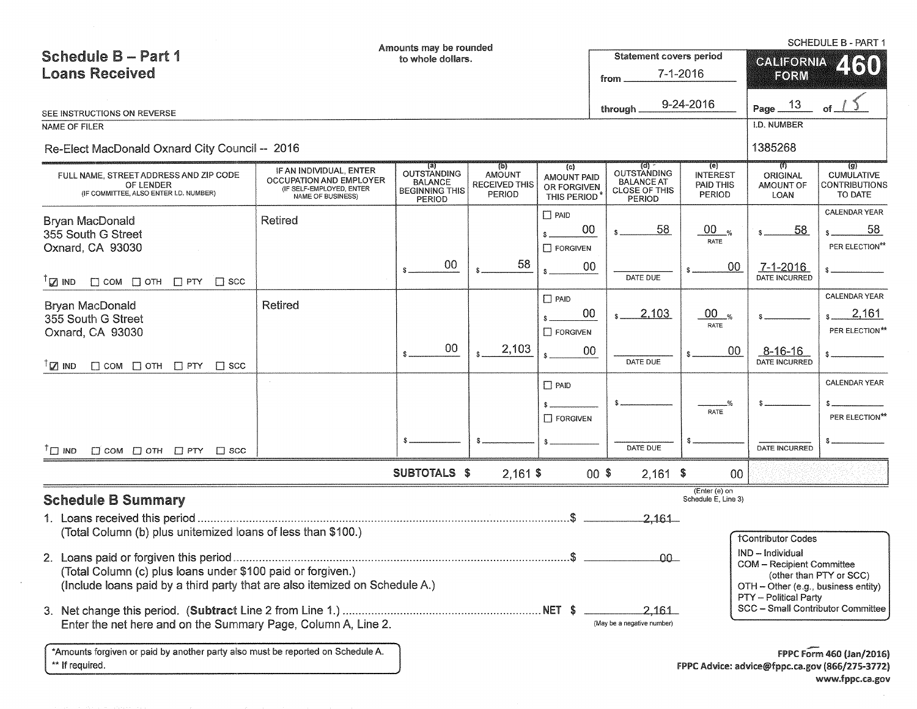# Schedule B – Part 1
## Loans Received

Amounts may be rounded to whole dollars.

SEE INSTRUCTIONS ON REVERSE

SCHEDULE B - PART 1

**CALIFORNIA FORM 460**

Statement covers period from 7-1-2016 through 9-24-2016

NAME OF FILER: Re-Elect MacDonald Oxnard City Council -- 2016

I.D. NUMBER: 1385268

| FULL NAME, STREET ADDRESS AND ZIP CODE OF LENDER (IF COMMITTEE, ALSO ENTER I.D. NUMBER) | IF AN INDIVIDUAL, ENTER OCCUPATION AND EMPLOYER (IF SELF-EMPLOYED, ENTER NAME OF BUSINESS) | (a) OUTSTANDING BALANCE BEGINNING THIS PERIOD | (b) AMOUNT RECEIVED THIS PERIOD | (c) AMOUNT PAID OR FORGIVEN THIS PERIOD* | (d) OUTSTANDING BALANCE AT CLOSE OF THIS PERIOD | (e) INTEREST PAID THIS PERIOD | (f) ORIGINAL AMOUNT OF LOAN | (g) CUMULATIVE CONTRIBUTIONS TO DATE |
|---|---|---|---|---|---|---|---|---|
| Bryan MacDonald<br>355 South G Street<br>Oxnard, CA 93030<br>†☑ IND ☐ COM ☐ OTH ☐ PTY ☐ SCC | Retired | $ 00 | $ 58 | ☐ PAID $ 00<br>☐ FORGIVEN $ 00 | $ 58<br>DATE DUE: | 00 % RATE<br>$ 00 | $ 58<br>7-1-2016 DATE INCURRED | CALENDAR YEAR $ 58<br>PER ELECTION** $ |
| Bryan MacDonald<br>355 South G Street<br>Oxnard, CA 93030<br>†☑ IND ☐ COM ☐ OTH ☐ PTY ☐ SCC | Retired | $ 00 | $ 2,103 | ☐ PAID $ 00<br>☐ FORGIVEN $ 00 | $ 2,103<br>DATE DUE: | 00 % RATE<br>$ 00 | $<br>8-16-16 DATE INCURRED | CALENDAR YEAR $ 2,161<br>PER ELECTION** $ |
| †☐ IND ☐ COM ☐ OTH ☐ PTY ☐ SCC | | $ | $ | ☐ PAID $<br>☐ FORGIVEN $ | $<br>DATE DUE: | % RATE<br>$ | $<br>DATE INCURRED | CALENDAR YEAR $<br>PER ELECTION** $ |
| | **SUBTOTALS** | | $ 2,161 | $ 00 | $ 2,161 | $ 00 | | |

(Enter (e) on Schedule E, Line 3)

## Schedule B Summary

1. Loans received this period ........................................ $ 2,161
   (Total Column (b) plus unitemized loans of less than $100.)

2. Loans paid or forgiven this period ........................................ $ 00
   (Total Column (c) plus loans under $100 paid or forgiven.)
   (Include loans paid by a third party that are also itemized on Schedule A.)

3. Net change this period. (**Subtract** Line 2 from Line 1.) ........................................ NET $ 2,161
   Enter the net here and on the Summary Page, Column A, Line 2. (May be a negative number)

†Contributor Codes
- IND – Individual
- COM – Recipient Committee (other than PTY or SCC)
- OTH – Other (e.g., business entity)
- PTY – Political Party
- SCC – Small Contributor Committee

*Amounts forgiven or paid by another party also must be reported on Schedule A.
** If required.

FPPC Form 460 (Jan/2016)
FPPC Advice: advice@fppc.ca.gov (866/275-3772)
www.fppc.ca.gov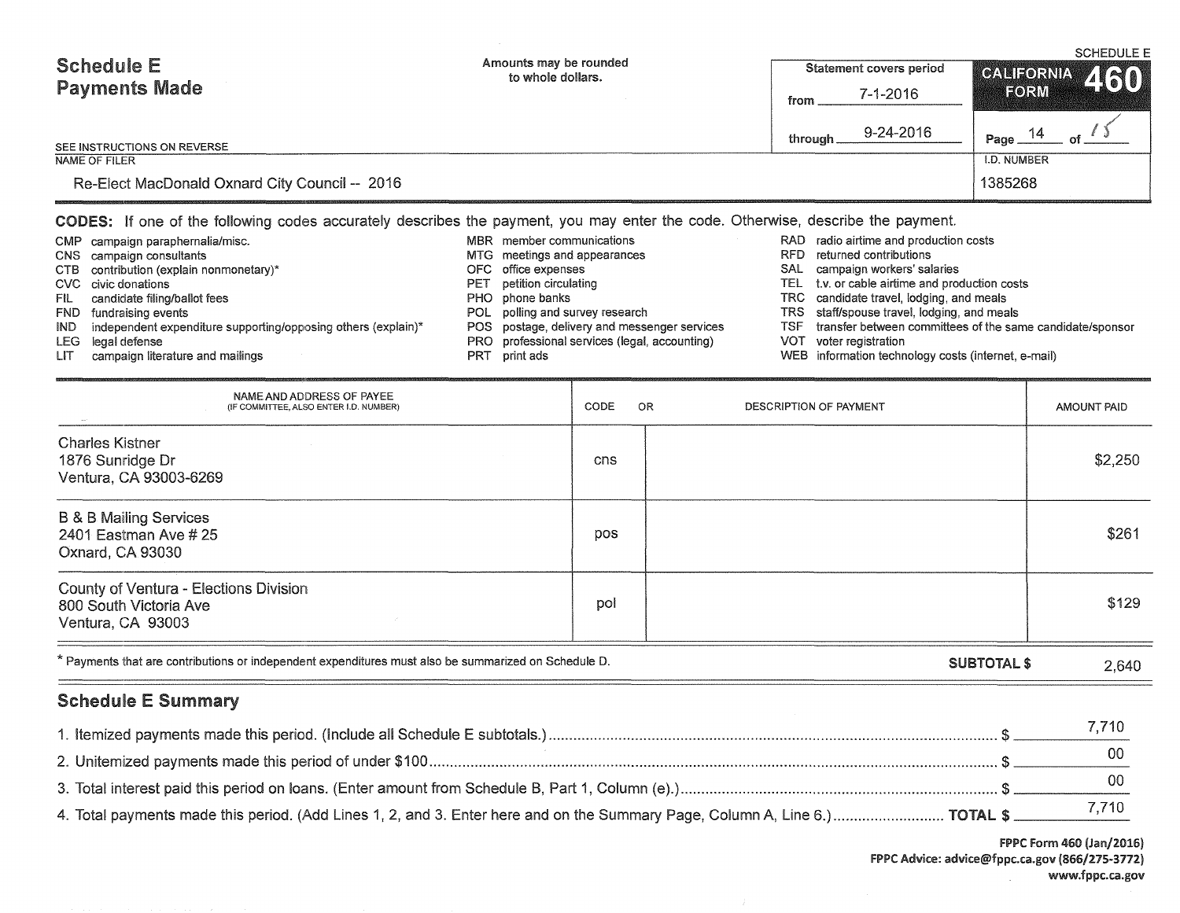# Schedule E
## Payments Made

Amounts may be rounded to whole dollars.

| Statement covers period | |
|---|---|
| from | 7-1-2016 |
| through | 9-24-2016 |

**CALIFORNIA FORM 460** — SCHEDULE E

SEE INSTRUCTIONS ON REVERSE

| NAME OF FILER | I.D. NUMBER |
|---|---|
| Re-Elect MacDonald Oxnard City Council -- 2016 | 1385268 |

**CODES:** If one of the following codes accurately describes the payment, you may enter the code. Otherwise, describe the payment.

- CMP campaign paraphernalia/misc.
- CNS campaign consultants
- CTB contribution (explain nonmonetary)*
- CVC civic donations
- FIL candidate filing/ballot fees
- FND fundraising events
- IND independent expenditure supporting/opposing others (explain)*
- LEG legal defense
- LIT campaign literature and mailings
- MBR member communications
- MTG meetings and appearances
- OFC office expenses
- PET petition circulating
- PHO phone banks
- POL polling and survey research
- POS postage, delivery and messenger services
- PRO professional services (legal, accounting)
- PRT print ads
- RAD radio airtime and production costs
- RFD returned contributions
- SAL campaign workers' salaries
- TEL t.v. or cable airtime and production costs
- TRC candidate travel, lodging, and meals
- TRS staff/spouse travel, lodging, and meals
- TSF transfer between committees of the same candidate/sponsor
- VOT voter registration
- WEB information technology costs (internet, e-mail)

| NAME AND ADDRESS OF PAYEE (IF COMMITTEE, ALSO ENTER I.D. NUMBER) | CODE | OR DESCRIPTION OF PAYMENT | AMOUNT PAID |
|---|---|---|---|
| Charles Kistner<br>1876 Sunridge Dr<br>Ventura, CA 93003-6269 | cns | | $2,250 |
| B & B Mailing Services<br>2401 Eastman Ave # 25<br>Oxnard, CA 93030 | pos | | $261 |
| County of Ventura - Elections Division<br>800 South Victoria Ave<br>Ventura, CA 93003 | pol | | $129 |
| | | **SUBTOTAL $** | 2,640 |

\* Payments that are contributions or independent expenditures must also be summarized on Schedule D.

## Schedule E Summary

1. Itemized payments made this period. (Include all Schedule E subtotals.) .......... $ 7,710
2. Unitemized payments made this period of under $100 .......... $ 00
3. Total interest paid this period on loans. (Enter amount from Schedule B, Part 1, Column (e).) .......... $ 00
4. Total payments made this period. (Add Lines 1, 2, and 3. Enter here and on the Summary Page, Column A, Line 6.) .......... **TOTAL $** 7,710

**FPPC Form 460 (Jan/2016)**
**FPPC Advice: advice@fppc.ca.gov (866/275-3772)**
**www.fppc.ca.gov**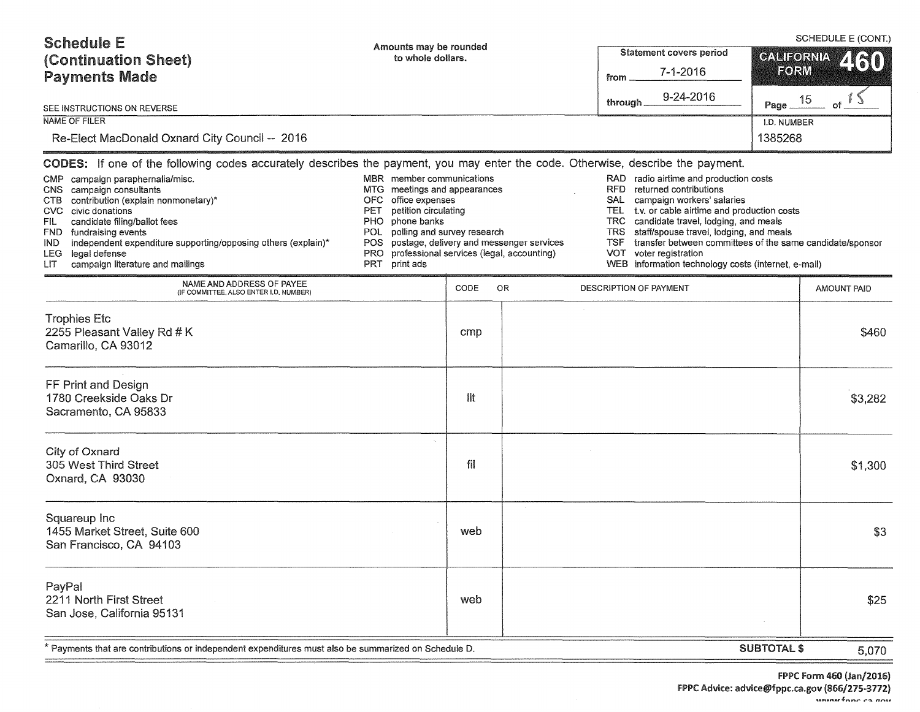# Schedule E (Continuation Sheet) Payments Made

SEE INSTRUCTIONS ON REVERSE

Amounts may be rounded to whole dollars.

SCHEDULE E (CONT.)

**CALIFORNIA FORM 460**

Statement covers period
from 7-1-2016
through 9-24-2016

Page 15 of 15

NAME OF FILER: Re-Elect MacDonald Oxnard City Council -- 2016

I.D. NUMBER: 1385268

**CODES:** If one of the following codes accurately describes the payment, you may enter the code. Otherwise, describe the payment.

- CMP campaign paraphernalia/misc.
- CNS campaign consultants
- CTB contribution (explain nonmonetary)*
- CVC civic donations
- FIL candidate filing/ballot fees
- FND fundraising events
- IND independent expenditure supporting/opposing others (explain)*
- LEG legal defense
- LIT campaign literature and mailings
- MBR member communications
- MTG meetings and appearances
- OFC office expenses
- PET petition circulating
- PHO phone banks
- POL polling and survey research
- POS postage, delivery and messenger services
- PRO professional services (legal, accounting)
- PRT print ads
- RAD radio airtime and production costs
- RFD returned contributions
- SAL campaign workers' salaries
- TEL t.v. or cable airtime and production costs
- TRC candidate travel, lodging, and meals
- TRS staff/spouse travel, lodging, and meals
- TSF transfer between committees of the same candidate/sponsor
- VOT voter registration
- WEB information technology costs (internet, e-mail)

| NAME AND ADDRESS OF PAYEE (IF COMMITTEE, ALSO ENTER I.D. NUMBER) | CODE | OR DESCRIPTION OF PAYMENT | AMOUNT PAID |
|---|---|---|---|
| Trophies Etc<br>2255 Pleasant Valley Rd # K<br>Camarillo, CA 93012 | cmp | | $460 |
| FF Print and Design<br>1780 Creekside Oaks Dr<br>Sacramento, CA 95833 | lit | | $3,282 |
| City of Oxnard<br>305 West Third Street<br>Oxnard, CA 93030 | fil | | $1,300 |
| Squareup Inc<br>1455 Market Street, Suite 600<br>San Francisco, CA 94103 | web | | $3 |
| PayPal<br>2211 North First Street<br>San Jose, California 95131 | web | | $25 |
| | | **SUBTOTAL $** | 5,070 |

\* Payments that are contributions or independent expenditures must also be summarized on Schedule D.

FPPC Form 460 (Jan/2016)
FPPC Advice: advice@fppc.ca.gov (866/275-3772)